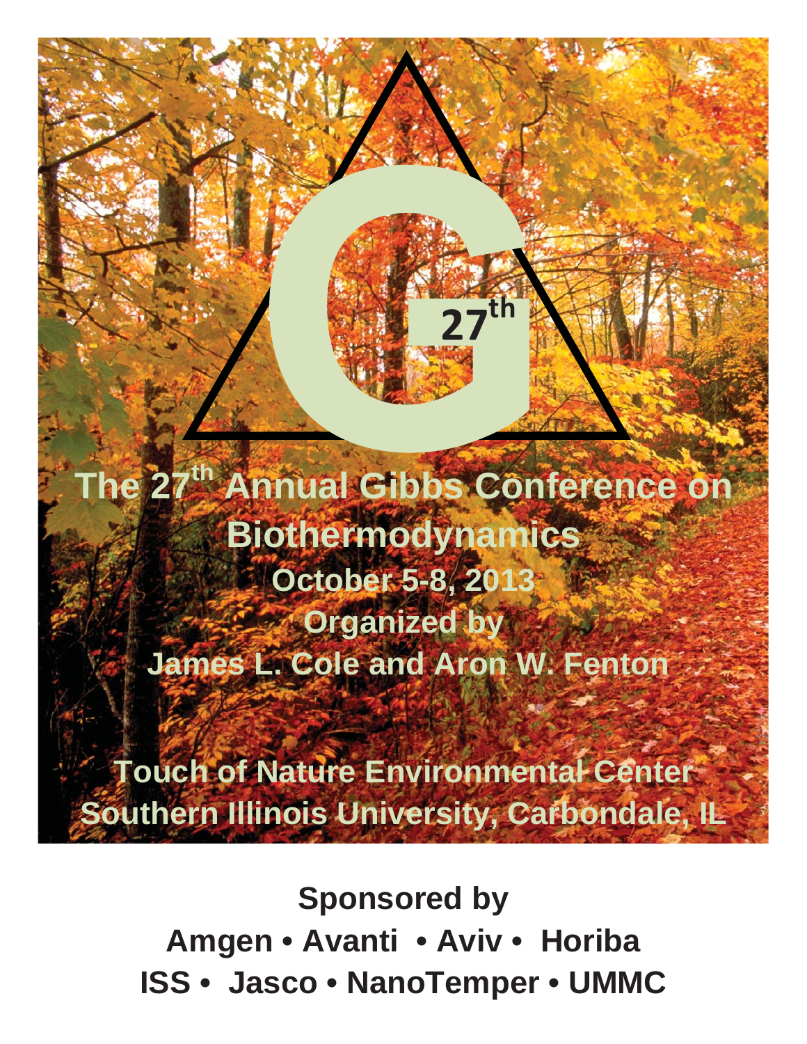G 27th

# The 27th Annual Gibbs Conference on Biothermodynamics

**October 5-8, 2013**

**Organized by**

**James L. Cole and Aron W. Fenton**

**Touch of Nature Environmental Center**
**Southern Illinois University, Carbondale, IL**

**Sponsored by**

**Amgen • Avanti • Aviv • Horiba**
**ISS • Jasco • NanoTemper • UMMC**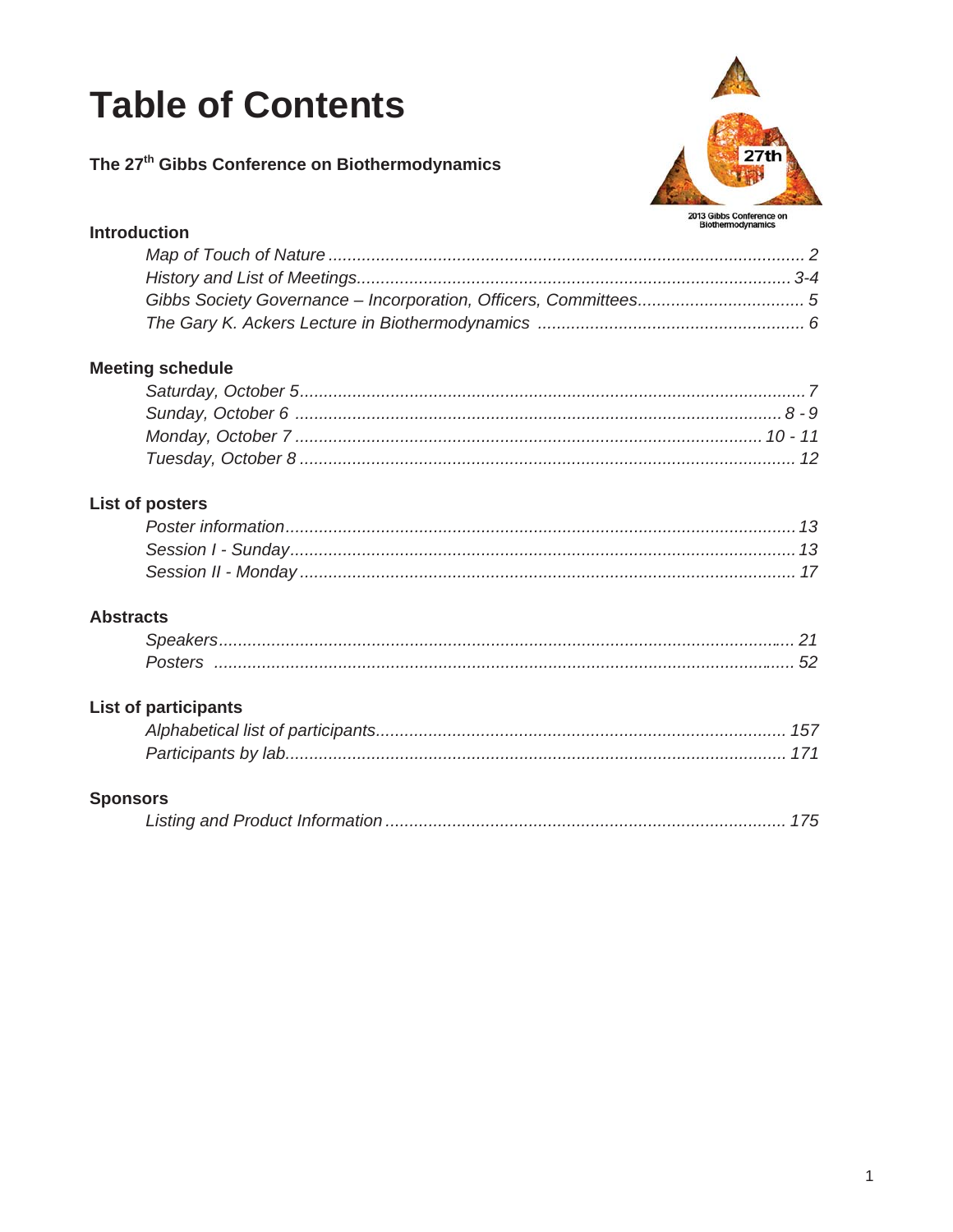# Table of Contents

**The 27th Gibbs Conference on Biothermodynamics**

2013 Gibbs Conference on Biothermodynamics

## Introduction

*Map of Touch of Nature* .................................................. *2*
*History and List of Meetings* .................................................. *3-4*
*Gibbs Society Governance – Incorporation, Officers, Committees* .................. *5*
*The Gary K. Ackers Lecture in Biothermodynamics* .................................. *6*

## Meeting schedule

*Saturday, October 5* .................................................. *7*
*Sunday, October 6* .................................................. *8 - 9*
*Monday, October 7* .................................................. *10 - 11*
*Tuesday, October 8* .................................................. *12*

## List of posters

*Poster information* .................................................. *13*
*Session I - Sunday* .................................................. *13*
*Session II - Monday* .................................................. *17*

## Abstracts

*Speakers* .................................................. *21*
*Posters* .................................................. *52*

## List of participants

*Alphabetical list of participants* .................................................. *157*
*Participants by lab* .................................................. *171*

## Sponsors

*Listing and Product Information* .................................................. *175*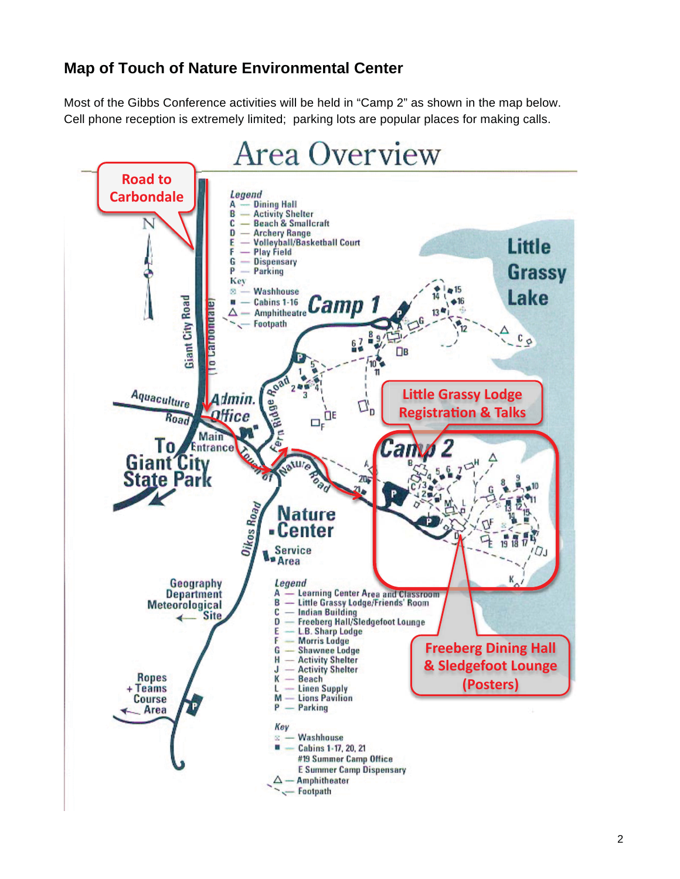## Map of Touch of Nature Environmental Center

Most of the Gibbs Conference activities will be held in "Camp 2" as shown in the map below. Cell phone reception is extremely limited; parking lots are popular places for making calls.

# Area Overview

Road to Carbondale

**Legend**

- A — Dining Hall
- B — Activity Shelter
- C — Beach & Smallcraft
- D — Archery Range
- E — Volleyball/Basketball Court
- F — Play Field
- G — Dispensary
- P — Parking

**Key**

- Washhouse
- Cabins 1-16
- Amphitheatre
- Footpath

Camp 1

Little Grassy Lake

Giant City Road (To Carbondale)

Aquaculture Road

Admin. Office

Main Entrance

To Giant City State Park

Fern Ridge Road

Touch of Nature Road

Little Grassy Lodge Registration & Talks

Camp 2

Nature Center

Service Area

Oikos Road

Geography Department Meteorological Site

Ropes + Teams Course Area

**Legend**

- A — Learning Center Area and Classroom
- B — Little Grassy Lodge/Friends' Room
- C — Indian Building
- D — Freeberg Hall/Sledgefoot Lounge
- E — L.B. Sharp Lodge
- F — Morris Lodge
- G — Shawnee Lodge
- H — Activity Shelter
- J — Activity Shelter
- K — Beach
- L — Linen Supply
- M — Lions Pavilion
- P — Parking

**Key**

- Washhouse
- Cabins 1-17, 20, 21
  - #19 Summer Camp Office
  - E Summer Camp Dispensary
- Amphitheater
- Footpath

Freeberg Dining Hall & Sledgefoot Lounge (Posters)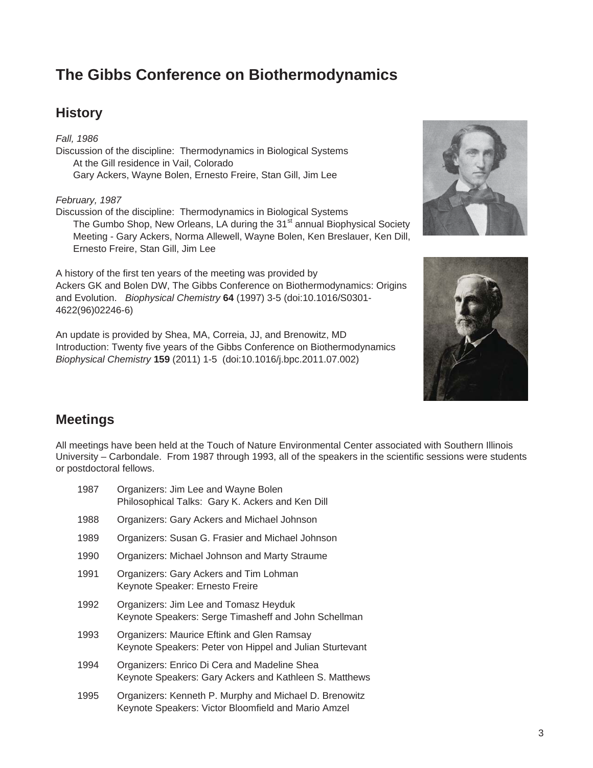# The Gibbs Conference on Biothermodynamics

## History

*Fall, 1986*
Discussion of the discipline: Thermodynamics in Biological Systems
At the Gill residence in Vail, Colorado
Gary Ackers, Wayne Bolen, Ernesto Freire, Stan Gill, Jim Lee

*February, 1987*
Discussion of the discipline: Thermodynamics in Biological Systems
The Gumbo Shop, New Orleans, LA during the 31st annual Biophysical Society Meeting - Gary Ackers, Norma Allewell, Wayne Bolen, Ken Breslauer, Ken Dill, Ernesto Freire, Stan Gill, Jim Lee

A history of the first ten years of the meeting was provided by
Ackers GK and Bolen DW, The Gibbs Conference on Biothermodynamics: Origins and Evolution. *Biophysical Chemistry* **64** (1997) 3-5 (doi:10.1016/S0301-4622(96)02246-6)

An update is provided by Shea, MA, Correia, JJ, and Brenowitz, MD
Introduction: Twenty five years of the Gibbs Conference on Biothermodynamics
*Biophysical Chemistry* **159** (2011) 1-5 (doi:10.1016/j.bpc.2011.07.002)

## Meetings

All meetings have been held at the Touch of Nature Environmental Center associated with Southern Illinois University – Carbondale. From 1987 through 1993, all of the speakers in the scientific sessions were students or postdoctoral fellows.

| | |
|---|---|
| 1987 | Organizers: Jim Lee and Wayne Bolen<br>Philosophical Talks: Gary K. Ackers and Ken Dill |
| 1988 | Organizers: Gary Ackers and Michael Johnson |
| 1989 | Organizers: Susan G. Frasier and Michael Johnson |
| 1990 | Organizers: Michael Johnson and Marty Straume |
| 1991 | Organizers: Gary Ackers and Tim Lohman<br>Keynote Speaker: Ernesto Freire |
| 1992 | Organizers: Jim Lee and Tomasz Heyduk<br>Keynote Speakers: Serge Timasheff and John Schellman |
| 1993 | Organizers: Maurice Eftink and Glen Ramsay<br>Keynote Speakers: Peter von Hippel and Julian Sturtevant |
| 1994 | Organizers: Enrico Di Cera and Madeline Shea<br>Keynote Speakers: Gary Ackers and Kathleen S. Matthews |
| 1995 | Organizers: Kenneth P. Murphy and Michael D. Brenowitz<br>Keynote Speakers: Victor Bloomfield and Mario Amzel |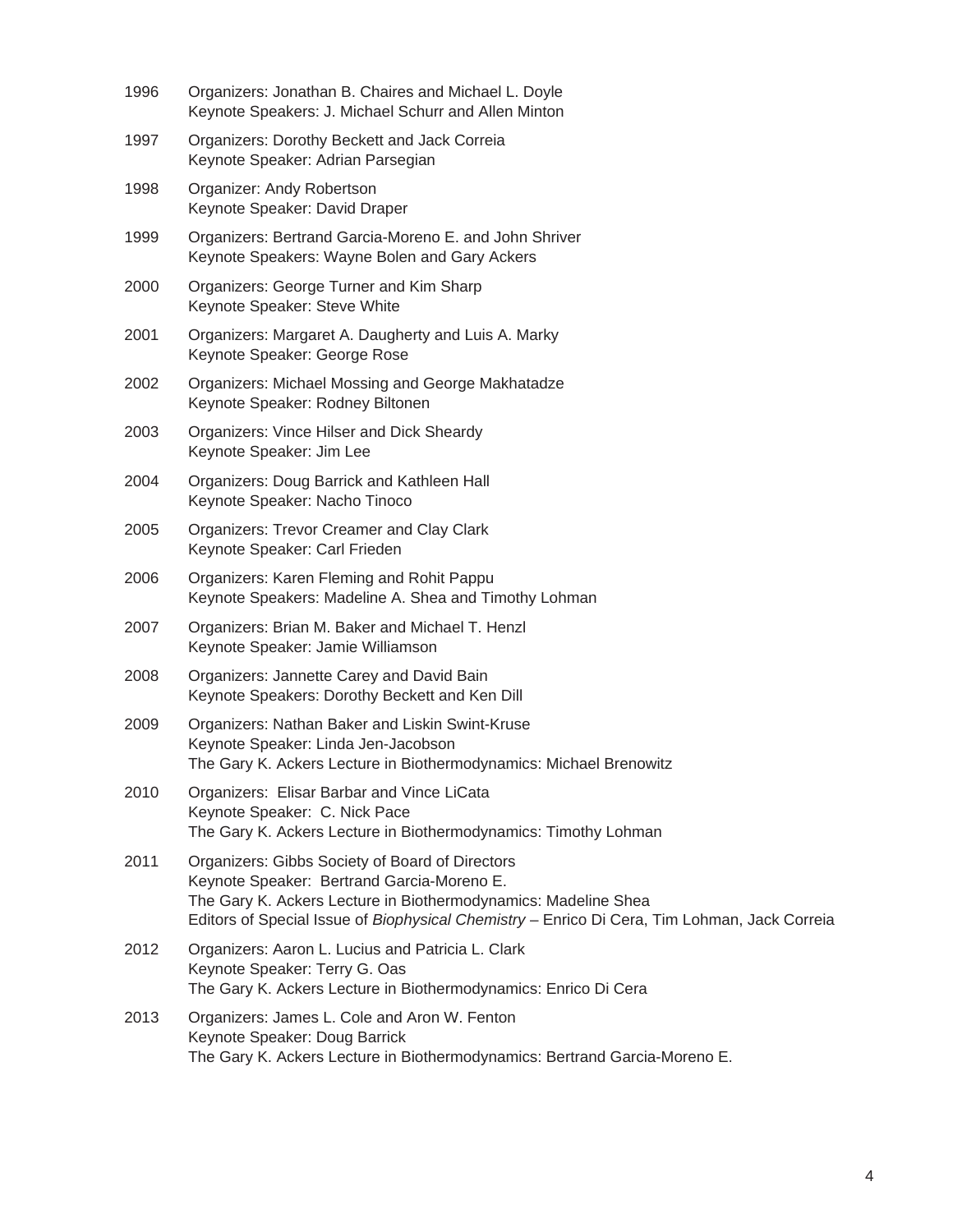1996 Organizers: Jonathan B. Chaires and Michael L. Doyle
Keynote Speakers: J. Michael Schurr and Allen Minton

1997 Organizers: Dorothy Beckett and Jack Correia
Keynote Speaker: Adrian Parsegian

1998 Organizer: Andy Robertson
Keynote Speaker: David Draper

1999 Organizers: Bertrand Garcia-Moreno E. and John Shriver
Keynote Speakers: Wayne Bolen and Gary Ackers

2000 Organizers: George Turner and Kim Sharp
Keynote Speaker: Steve White

2001 Organizers: Margaret A. Daugherty and Luis A. Marky
Keynote Speaker: George Rose

2002 Organizers: Michael Mossing and George Makhatadze
Keynote Speaker: Rodney Biltonen

2003 Organizers: Vince Hilser and Dick Sheardy
Keynote Speaker: Jim Lee

2004 Organizers: Doug Barrick and Kathleen Hall
Keynote Speaker: Nacho Tinoco

2005 Organizers: Trevor Creamer and Clay Clark
Keynote Speaker: Carl Frieden

2006 Organizers: Karen Fleming and Rohit Pappu
Keynote Speakers: Madeline A. Shea and Timothy Lohman

2007 Organizers: Brian M. Baker and Michael T. Henzl
Keynote Speaker: Jamie Williamson

2008 Organizers: Jannette Carey and David Bain
Keynote Speakers: Dorothy Beckett and Ken Dill

2009 Organizers: Nathan Baker and Liskin Swint-Kruse
Keynote Speaker: Linda Jen-Jacobson
The Gary K. Ackers Lecture in Biothermodynamics: Michael Brenowitz

2010 Organizers: Elisar Barbar and Vince LiCata
Keynote Speaker: C. Nick Pace
The Gary K. Ackers Lecture in Biothermodynamics: Timothy Lohman

2011 Organizers: Gibbs Society of Board of Directors
Keynote Speaker: Bertrand Garcia-Moreno E.
The Gary K. Ackers Lecture in Biothermodynamics: Madeline Shea
Editors of Special Issue of *Biophysical Chemistry* – Enrico Di Cera, Tim Lohman, Jack Correia

2012 Organizers: Aaron L. Lucius and Patricia L. Clark
Keynote Speaker: Terry G. Oas
The Gary K. Ackers Lecture in Biothermodynamics: Enrico Di Cera

2013 Organizers: James L. Cole and Aron W. Fenton
Keynote Speaker: Doug Barrick
The Gary K. Ackers Lecture in Biothermodynamics: Bertrand Garcia-Moreno E.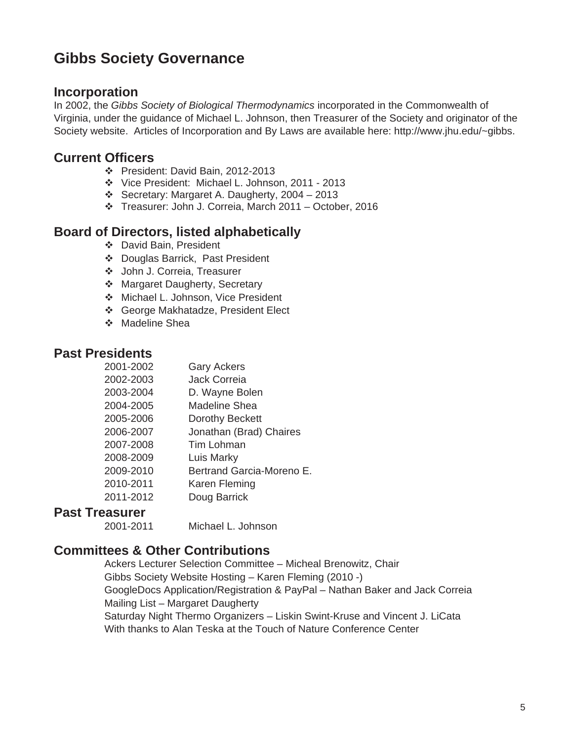# Gibbs Society Governance

## Incorporation

In 2002, the *Gibbs Society of Biological Thermodynamics* incorporated in the Commonwealth of Virginia, under the guidance of Michael L. Johnson, then Treasurer of the Society and originator of the Society website. Articles of Incorporation and By Laws are available here: http://www.jhu.edu/~gibbs.

## Current Officers

- President: David Bain, 2012-2013
- Vice President: Michael L. Johnson, 2011 - 2013
- Secretary: Margaret A. Daugherty, 2004 – 2013
- Treasurer: John J. Correia, March 2011 – October, 2016

## Board of Directors, listed alphabetically

- David Bain, President
- Douglas Barrick, Past President
- John J. Correia, Treasurer
- Margaret Daugherty, Secretary
- Michael L. Johnson, Vice President
- George Makhatadze, President Elect
- Madeline Shea

## Past Presidents

| | |
|---|---|
| 2001-2002 | Gary Ackers |
| 2002-2003 | Jack Correia |
| 2003-2004 | D. Wayne Bolen |
| 2004-2005 | Madeline Shea |
| 2005-2006 | Dorothy Beckett |
| 2006-2007 | Jonathan (Brad) Chaires |
| 2007-2008 | Tim Lohman |
| 2008-2009 | Luis Marky |
| 2009-2010 | Bertrand Garcia-Moreno E. |
| 2010-2011 | Karen Fleming |
| 2011-2012 | Doug Barrick |

## Past Treasurer

| | |
|---|---|
| 2001-2011 | Michael L. Johnson |

## Committees & Other Contributions

Ackers Lecturer Selection Committee – Micheal Brenowitz, Chair
Gibbs Society Website Hosting – Karen Fleming (2010 -)
GoogleDocs Application/Registration & PayPal – Nathan Baker and Jack Correia
Mailing List – Margaret Daugherty
Saturday Night Thermo Organizers – Liskin Swint-Kruse and Vincent J. LiCata
With thanks to Alan Teska at the Touch of Nature Conference Center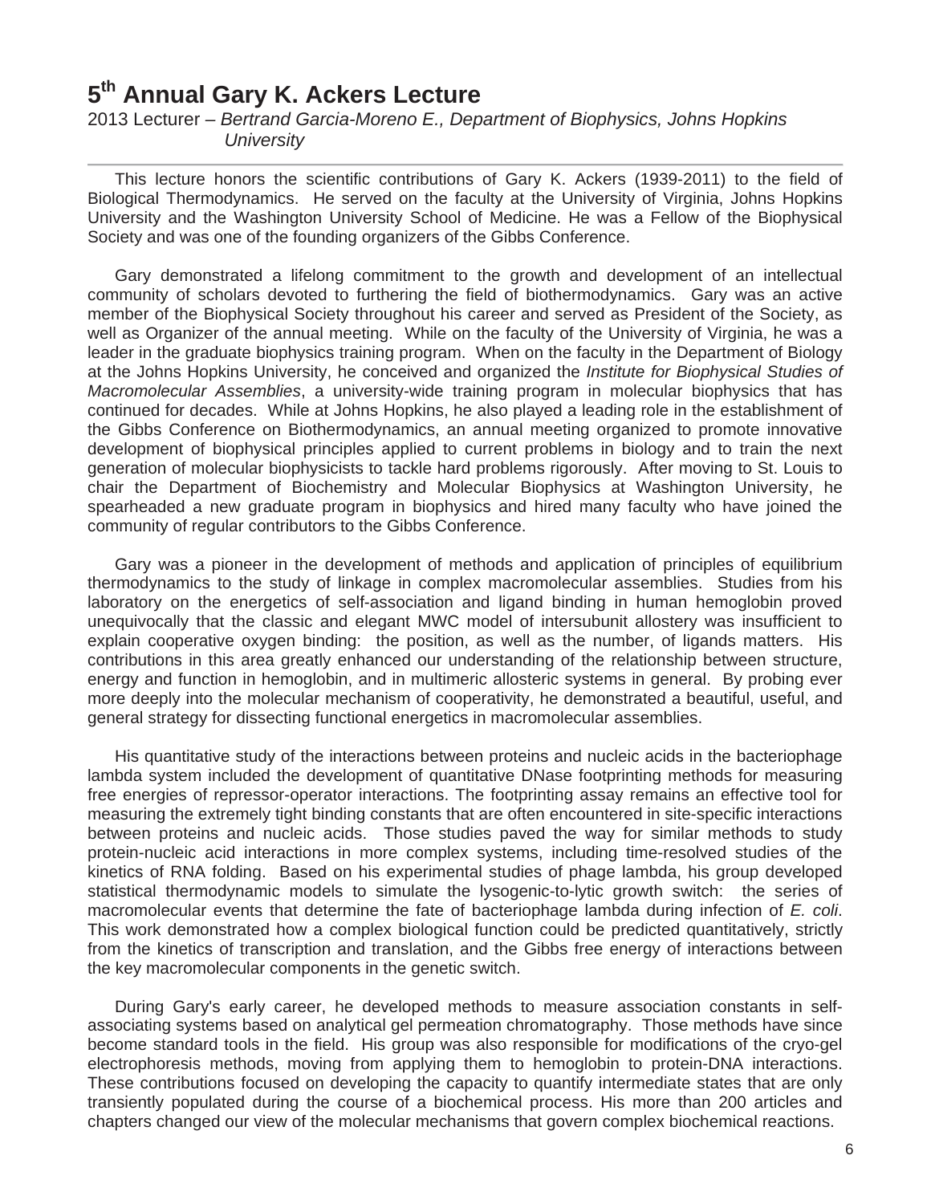# 5th Annual Gary K. Ackers Lecture

2013 Lecturer – *Bertrand Garcia-Moreno E., Department of Biophysics, Johns Hopkins University*

---

This lecture honors the scientific contributions of Gary K. Ackers (1939-2011) to the field of Biological Thermodynamics. He served on the faculty at the University of Virginia, Johns Hopkins University and the Washington University School of Medicine. He was a Fellow of the Biophysical Society and was one of the founding organizers of the Gibbs Conference.

Gary demonstrated a lifelong commitment to the growth and development of an intellectual community of scholars devoted to furthering the field of biothermodynamics. Gary was an active member of the Biophysical Society throughout his career and served as President of the Society, as well as Organizer of the annual meeting. While on the faculty of the University of Virginia, he was a leader in the graduate biophysics training program. When on the faculty in the Department of Biology at the Johns Hopkins University, he conceived and organized the *Institute for Biophysical Studies of Macromolecular Assemblies*, a university-wide training program in molecular biophysics that has continued for decades. While at Johns Hopkins, he also played a leading role in the establishment of the Gibbs Conference on Biothermodynamics, an annual meeting organized to promote innovative development of biophysical principles applied to current problems in biology and to train the next generation of molecular biophysicists to tackle hard problems rigorously. After moving to St. Louis to chair the Department of Biochemistry and Molecular Biophysics at Washington University, he spearheaded a new graduate program in biophysics and hired many faculty who have joined the community of regular contributors to the Gibbs Conference.

Gary was a pioneer in the development of methods and application of principles of equilibrium thermodynamics to the study of linkage in complex macromolecular assemblies. Studies from his laboratory on the energetics of self-association and ligand binding in human hemoglobin proved unequivocally that the classic and elegant MWC model of intersubunit allostery was insufficient to explain cooperative oxygen binding: the position, as well as the number, of ligands matters. His contributions in this area greatly enhanced our understanding of the relationship between structure, energy and function in hemoglobin, and in multimeric allosteric systems in general. By probing ever more deeply into the molecular mechanism of cooperativity, he demonstrated a beautiful, useful, and general strategy for dissecting functional energetics in macromolecular assemblies.

His quantitative study of the interactions between proteins and nucleic acids in the bacteriophage lambda system included the development of quantitative DNase footprinting methods for measuring free energies of repressor-operator interactions. The footprinting assay remains an effective tool for measuring the extremely tight binding constants that are often encountered in site-specific interactions between proteins and nucleic acids. Those studies paved the way for similar methods to study protein-nucleic acid interactions in more complex systems, including time-resolved studies of the kinetics of RNA folding. Based on his experimental studies of phage lambda, his group developed statistical thermodynamic models to simulate the lysogenic-to-lytic growth switch: the series of macromolecular events that determine the fate of bacteriophage lambda during infection of *E. coli*. This work demonstrated how a complex biological function could be predicted quantitatively, strictly from the kinetics of transcription and translation, and the Gibbs free energy of interactions between the key macromolecular components in the genetic switch.

During Gary's early career, he developed methods to measure association constants in self-associating systems based on analytical gel permeation chromatography. Those methods have since become standard tools in the field. His group was also responsible for modifications of the cryo-gel electrophoresis methods, moving from applying them to hemoglobin to protein-DNA interactions. These contributions focused on developing the capacity to quantify intermediate states that are only transiently populated during the course of a biochemical process. His more than 200 articles and chapters changed our view of the molecular mechanisms that govern complex biochemical reactions.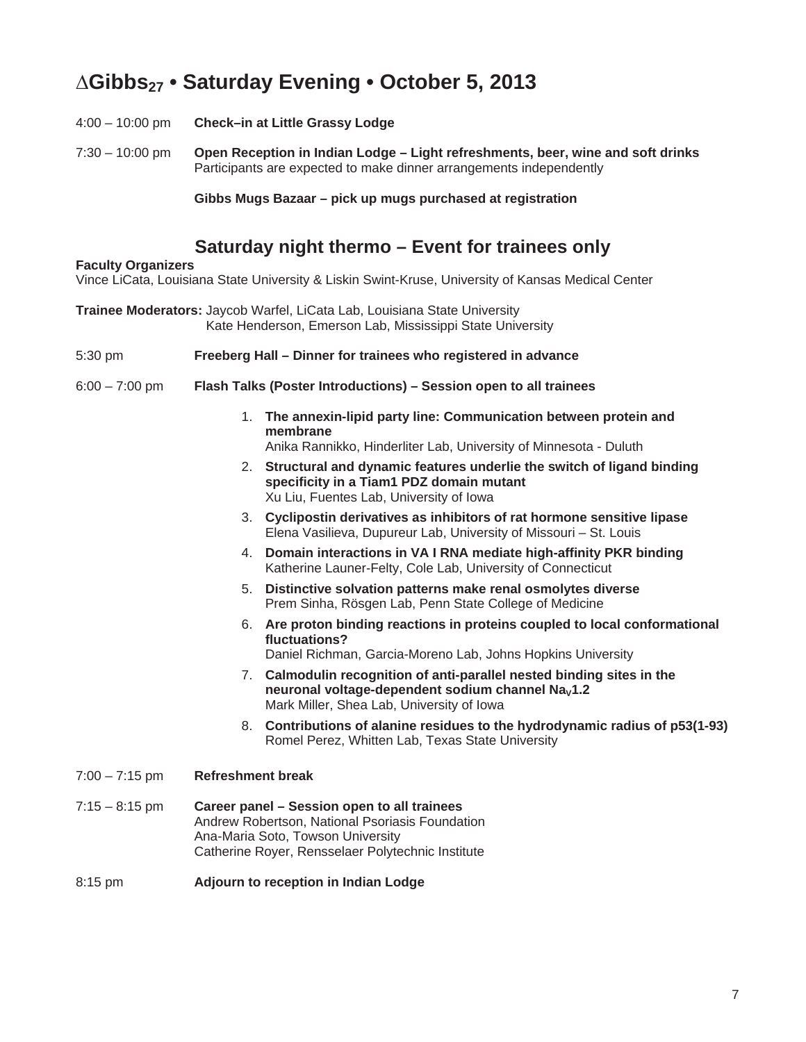# $\Delta$Gibbs$_{27}$ • Saturday Evening • October 5, 2013

4:00 – 10:00 pm **Check–in at Little Grassy Lodge**

7:30 – 10:00 pm **Open Reception in Indian Lodge – Light refreshments, beer, wine and soft drinks**
Participants are expected to make dinner arrangements independently

**Gibbs Mugs Bazaar – pick up mugs purchased at registration**

## Saturday night thermo – Event for trainees only

**Faculty Organizers**
Vince LiCata, Louisiana State University & Liskin Swint-Kruse, University of Kansas Medical Center

**Trainee Moderators:** Jaycob Warfel, LiCata Lab, Louisiana State University
Kate Henderson, Emerson Lab, Mississippi State University

5:30 pm **Freeberg Hall – Dinner for trainees who registered in advance**

6:00 – 7:00 pm **Flash Talks (Poster Introductions) – Session open to all trainees**

1. **The annexin-lipid party line: Communication between protein and membrane**
   Anika Rannikko, Hinderliter Lab, University of Minnesota - Duluth
2. **Structural and dynamic features underlie the switch of ligand binding specificity in a Tiam1 PDZ domain mutant**
   Xu Liu, Fuentes Lab, University of Iowa
3. **Cyclipostin derivatives as inhibitors of rat hormone sensitive lipase**
   Elena Vasilieva, Dupureur Lab, University of Missouri – St. Louis
4. **Domain interactions in VA I RNA mediate high-affinity PKR binding**
   Katherine Launer-Felty, Cole Lab, University of Connecticut
5. **Distinctive solvation patterns make renal osmolytes diverse**
   Prem Sinha, Rösgen Lab, Penn State College of Medicine
6. **Are proton binding reactions in proteins coupled to local conformational fluctuations?**
   Daniel Richman, Garcia-Moreno Lab, Johns Hopkins University
7. **Calmodulin recognition of anti-parallel nested binding sites in the neuronal voltage-dependent sodium channel $Na_V$1.2**
   Mark Miller, Shea Lab, University of Iowa
8. **Contributions of alanine residues to the hydrodynamic radius of p53(1-93)**
   Romel Perez, Whitten Lab, Texas State University

7:00 – 7:15 pm **Refreshment break**

7:15 – 8:15 pm **Career panel – Session open to all trainees**
Andrew Robertson, National Psoriasis Foundation
Ana-Maria Soto, Towson University
Catherine Royer, Rensselaer Polytechnic Institute

8:15 pm **Adjourn to reception in Indian Lodge**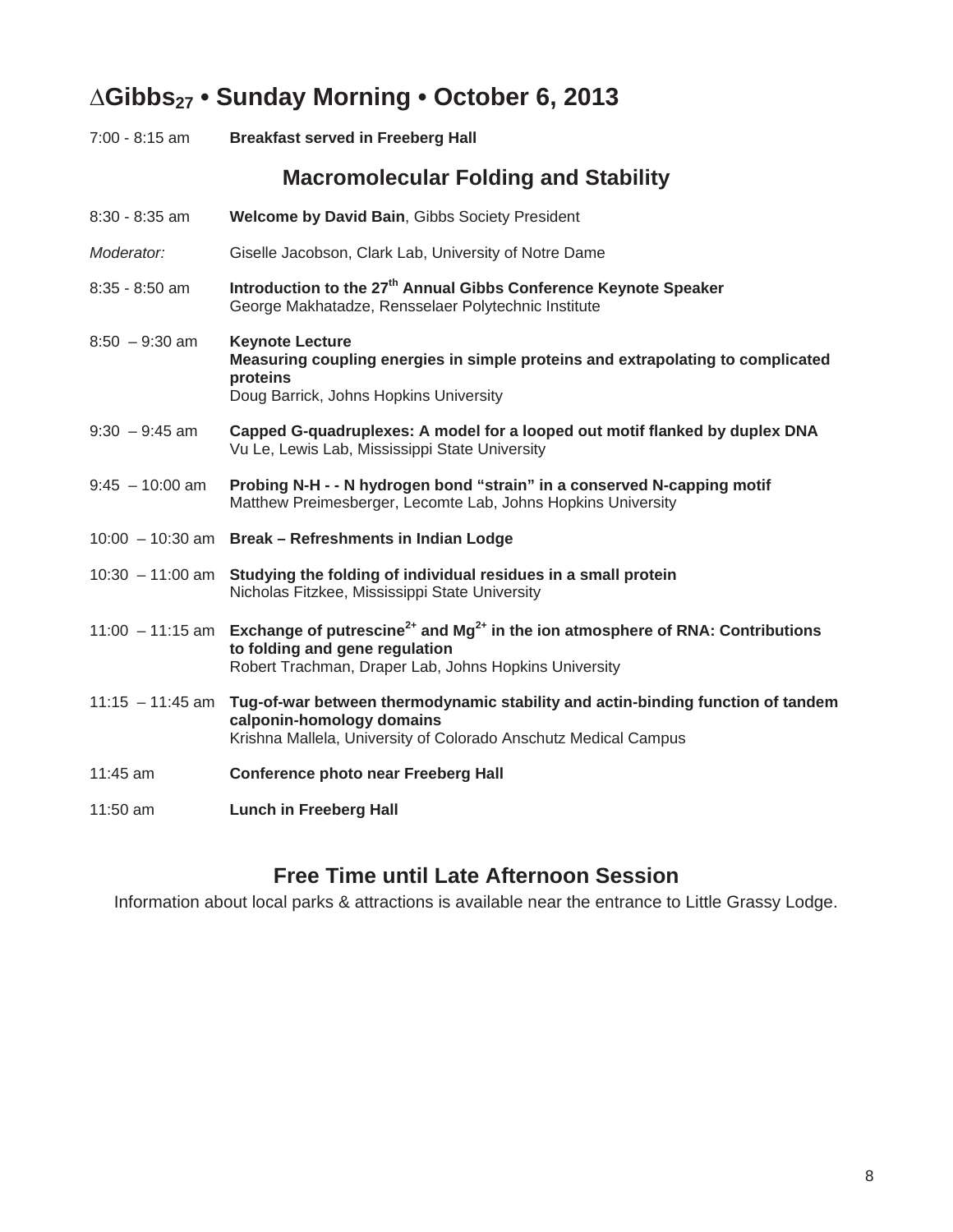# $\Delta$Gibbs$_{27}$ • Sunday Morning • October 6, 2013

7:00 - 8:15 am **Breakfast served in Freeberg Hall**

## Macromolecular Folding and Stability

8:30 - 8:35 am **Welcome by David Bain**, Gibbs Society President

*Moderator:* Giselle Jacobson, Clark Lab, University of Notre Dame

8:35 - 8:50 am **Introduction to the 27th Annual Gibbs Conference Keynote Speaker**
George Makhatadze, Rensselaer Polytechnic Institute

8:50 – 9:30 am **Keynote Lecture**
**Measuring coupling energies in simple proteins and extrapolating to complicated proteins**
Doug Barrick, Johns Hopkins University

9:30 – 9:45 am **Capped G-quadruplexes: A model for a looped out motif flanked by duplex DNA**
Vu Le, Lewis Lab, Mississippi State University

9:45 – 10:00 am **Probing N-H - - N hydrogen bond "strain" in a conserved N-capping motif**
Matthew Preimesberger, Lecomte Lab, Johns Hopkins University

10:00 – 10:30 am **Break – Refreshments in Indian Lodge**

10:30 – 11:00 am **Studying the folding of individual residues in a small protein**
Nicholas Fitzkee, Mississippi State University

11:00 – 11:15 am **Exchange of putrescine$^{2+}$ and $Mg^{2+}$ in the ion atmosphere of RNA: Contributions to folding and gene regulation**
Robert Trachman, Draper Lab, Johns Hopkins University

11:15 – 11:45 am **Tug-of-war between thermodynamic stability and actin-binding function of tandem calponin-homology domains**
Krishna Mallela, University of Colorado Anschutz Medical Campus

11:45 am **Conference photo near Freeberg Hall**

11:50 am **Lunch in Freeberg Hall**

## Free Time until Late Afternoon Session

Information about local parks & attractions is available near the entrance to Little Grassy Lodge.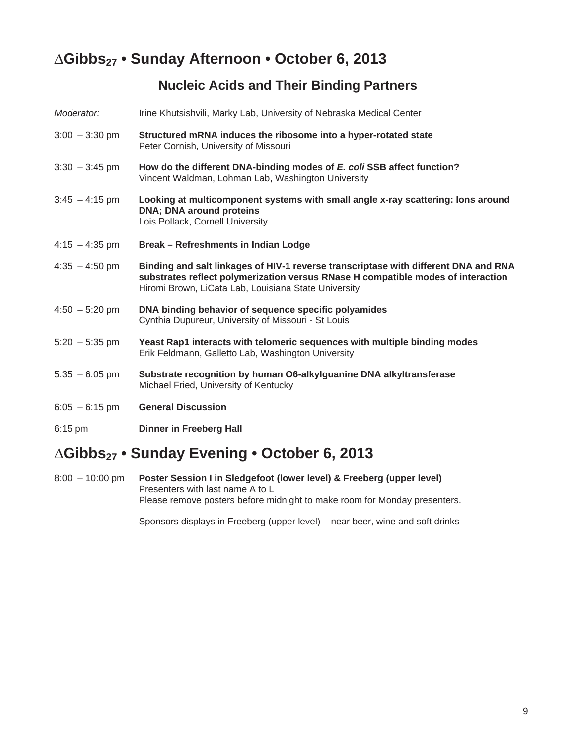# $\Delta$Gibbs$_{27}$ • Sunday Afternoon • October 6, 2013

## Nucleic Acids and Their Binding Partners

| | |
|---|---|
| *Moderator:* | Irine Khutsishvili, Marky Lab, University of Nebraska Medical Center |
| 3:00 – 3:30 pm | **Structured mRNA induces the ribosome into a hyper-rotated state**<br>Peter Cornish, University of Missouri |
| 3:30 – 3:45 pm | **How do the different DNA-binding modes of *E. coli* SSB affect function?**<br>Vincent Waldman, Lohman Lab, Washington University |
| 3:45 – 4:15 pm | **Looking at multicomponent systems with small angle x-ray scattering: Ions around DNA; DNA around proteins**<br>Lois Pollack, Cornell University |
| 4:15 – 4:35 pm | **Break – Refreshments in Indian Lodge** |
| 4:35 – 4:50 pm | **Binding and salt linkages of HIV-1 reverse transcriptase with different DNA and RNA substrates reflect polymerization versus RNase H compatible modes of interaction**<br>Hiromi Brown, LiCata Lab, Louisiana State University |
| 4:50 – 5:20 pm | **DNA binding behavior of sequence specific polyamides**<br>Cynthia Dupureur, University of Missouri - St Louis |
| 5:20 – 5:35 pm | **Yeast Rap1 interacts with telomeric sequences with multiple binding modes**<br>Erik Feldmann, Galletto Lab, Washington University |
| 5:35 – 6:05 pm | **Substrate recognition by human O6-alkylguanine DNA alkyltransferase**<br>Michael Fried, University of Kentucky |
| 6:05 – 6:15 pm | **General Discussion** |
| 6:15 pm | **Dinner in Freeberg Hall** |

# $\Delta$Gibbs$_{27}$ • Sunday Evening • October 6, 2013

| | |
|---|---|
| 8:00 – 10:00 pm | **Poster Session I in Sledgefoot (lower level) & Freeberg (upper level)**<br>Presenters with last name A to L<br>Please remove posters before midnight to make room for Monday presenters.<br><br>Sponsors displays in Freeberg (upper level) – near beer, wine and soft drinks |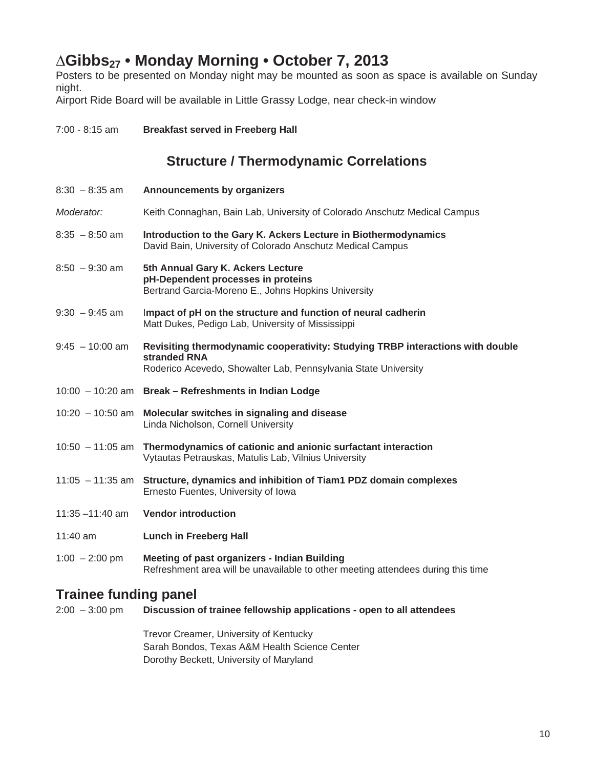# $\Delta$Gibbs$_{27}$ • Monday Morning • October 7, 2013

Posters to be presented on Monday night may be mounted as soon as space is available on Sunday night.
Airport Ride Board will be available in Little Grassy Lodge, near check-in window

7:00 - 8:15 am **Breakfast served in Freeberg Hall**

## Structure / Thermodynamic Correlations

8:30 – 8:35 am **Announcements by organizers**

*Moderator:* Keith Connaghan, Bain Lab, University of Colorado Anschutz Medical Campus

8:35 – 8:50 am **Introduction to the Gary K. Ackers Lecture in Biothermodynamics**
David Bain, University of Colorado Anschutz Medical Campus

8:50 – 9:30 am **5th Annual Gary K. Ackers Lecture**
**pH-Dependent processes in proteins**
Bertrand Garcia-Moreno E., Johns Hopkins University

9:30 – 9:45 am **Impact of pH on the structure and function of neural cadherin**
Matt Dukes, Pedigo Lab, University of Mississippi

9:45 – 10:00 am **Revisiting thermodynamic cooperativity: Studying TRBP interactions with double stranded RNA**
Roderico Acevedo, Showalter Lab, Pennsylvania State University

10:00 – 10:20 am **Break – Refreshments in Indian Lodge**

10:20 – 10:50 am **Molecular switches in signaling and disease**
Linda Nicholson, Cornell University

10:50 – 11:05 am **Thermodynamics of cationic and anionic surfactant interaction**
Vytautas Petrauskas, Matulis Lab, Vilnius University

11:05 – 11:35 am **Structure, dynamics and inhibition of Tiam1 PDZ domain complexes**
Ernesto Fuentes, University of Iowa

11:35 –11:40 am **Vendor introduction**

11:40 am **Lunch in Freeberg Hall**

1:00 – 2:00 pm **Meeting of past organizers - Indian Building**
Refreshment area will be unavailable to other meeting attendees during this time

## Trainee funding panel

2:00 – 3:00 pm **Discussion of trainee fellowship applications - open to all attendees**

Trevor Creamer, University of Kentucky
Sarah Bondos, Texas A&M Health Science Center
Dorothy Beckett, University of Maryland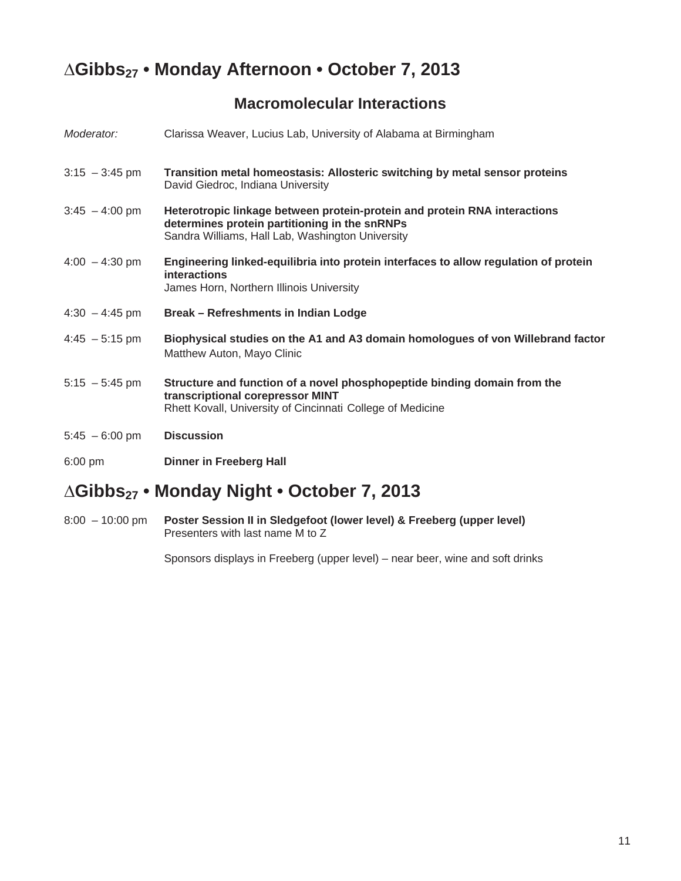# $\Delta$Gibbs$_{27}$ • Monday Afternoon • October 7, 2013

## Macromolecular Interactions

*Moderator:* Clarissa Weaver, Lucius Lab, University of Alabama at Birmingham

3:15 – 3:45 pm **Transition metal homeostasis: Allosteric switching by metal sensor proteins**
David Giedroc, Indiana University

3:45 – 4:00 pm **Heterotropic linkage between protein-protein and protein RNA interactions determines protein partitioning in the snRNPs**
Sandra Williams, Hall Lab, Washington University

4:00 – 4:30 pm **Engineering linked-equilibria into protein interfaces to allow regulation of protein interactions**
James Horn, Northern Illinois University

4:30 – 4:45 pm **Break – Refreshments in Indian Lodge**

4:45 – 5:15 pm **Biophysical studies on the A1 and A3 domain homologues of von Willebrand factor**
Matthew Auton, Mayo Clinic

5:15 – 5:45 pm **Structure and function of a novel phosphopeptide binding domain from the transcriptional corepressor MINT**
Rhett Kovall, University of Cincinnati College of Medicine

5:45 – 6:00 pm **Discussion**

6:00 pm **Dinner in Freeberg Hall**

# $\Delta$Gibbs$_{27}$ • Monday Night • October 7, 2013

8:00 – 10:00 pm **Poster Session II in Sledgefoot (lower level) & Freeberg (upper level)**
Presenters with last name M to Z

Sponsors displays in Freeberg (upper level) – near beer, wine and soft drinks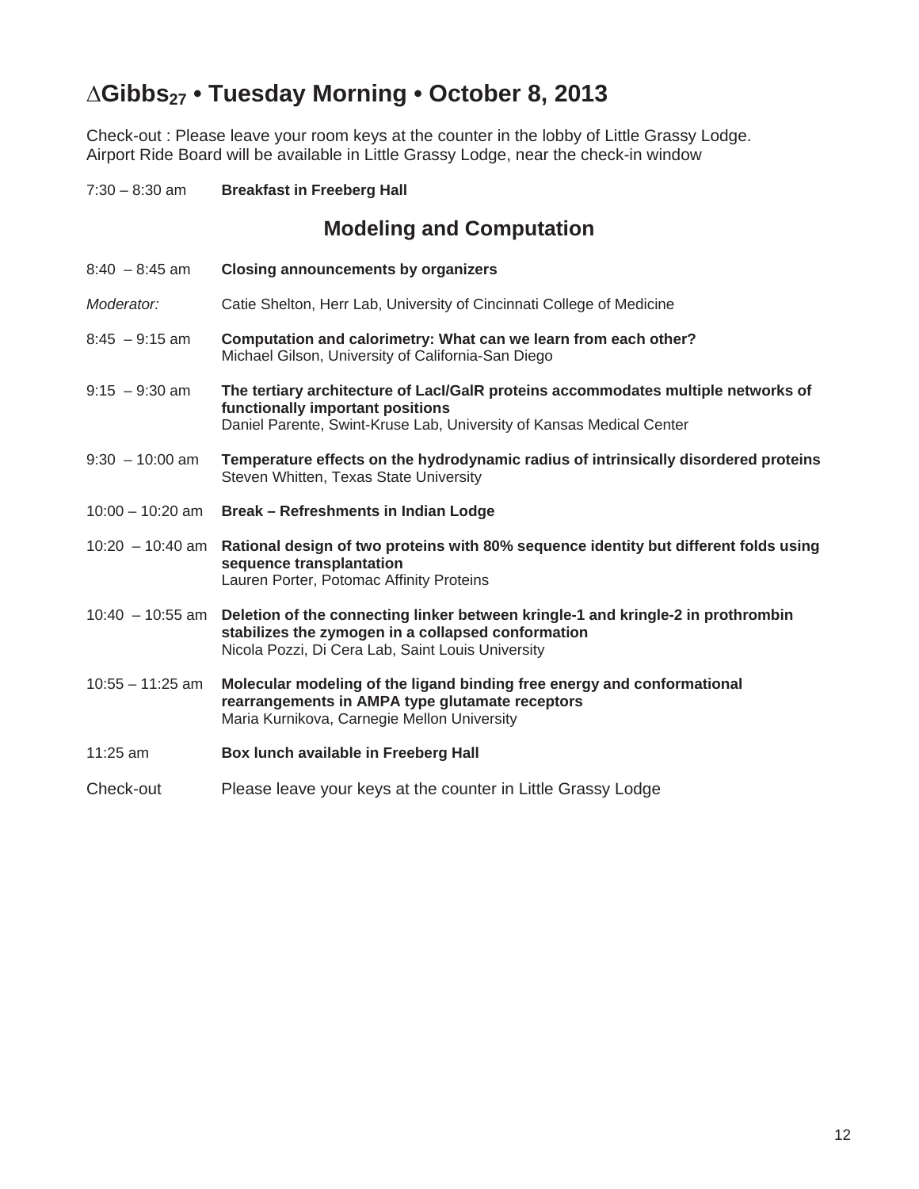# $\Delta$Gibbs$_{27}$ • Tuesday Morning • October 8, 2013

Check-out : Please leave your room keys at the counter in the lobby of Little Grassy Lodge.
Airport Ride Board will be available in Little Grassy Lodge, near the check-in window

7:30 – 8:30 am **Breakfast in Freeberg Hall**

## Modeling and Computation

8:40 – 8:45 am **Closing announcements by organizers**

*Moderator:* Catie Shelton, Herr Lab, University of Cincinnati College of Medicine

8:45 – 9:15 am **Computation and calorimetry: What can we learn from each other?**
Michael Gilson, University of California-San Diego

9:15 – 9:30 am **The tertiary architecture of LacI/GalR proteins accommodates multiple networks of functionally important positions**
Daniel Parente, Swint-Kruse Lab, University of Kansas Medical Center

9:30 – 10:00 am **Temperature effects on the hydrodynamic radius of intrinsically disordered proteins**
Steven Whitten, Texas State University

10:00 – 10:20 am **Break – Refreshments in Indian Lodge**

10:20 – 10:40 am **Rational design of two proteins with 80% sequence identity but different folds using sequence transplantation**
Lauren Porter, Potomac Affinity Proteins

10:40 – 10:55 am **Deletion of the connecting linker between kringle-1 and kringle-2 in prothrombin stabilizes the zymogen in a collapsed conformation**
Nicola Pozzi, Di Cera Lab, Saint Louis University

10:55 – 11:25 am **Molecular modeling of the ligand binding free energy and conformational rearrangements in AMPA type glutamate receptors**
Maria Kurnikova, Carnegie Mellon University

11:25 am **Box lunch available in Freeberg Hall**

Check-out Please leave your keys at the counter in Little Grassy Lodge